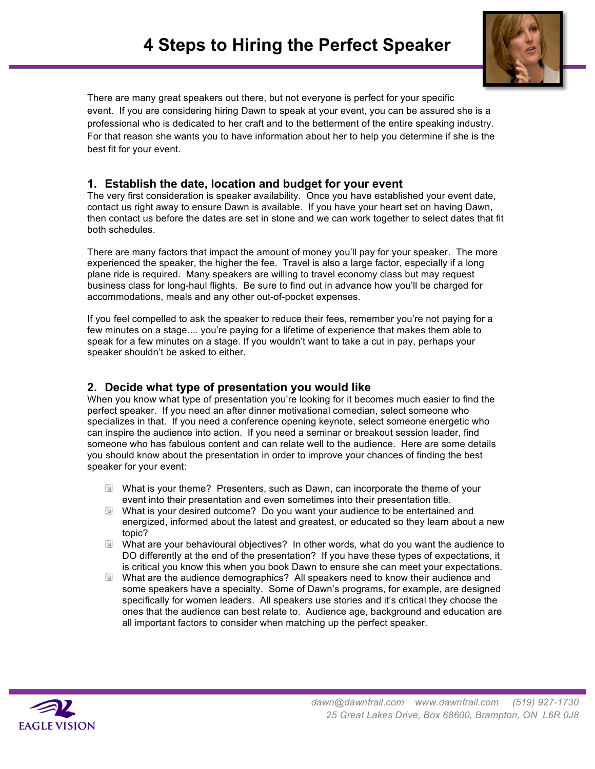# 4 Steps to Hiring the Perfect Speaker

There are many great speakers out there, but not everyone is perfect for your specific event. If you are considering hiring Dawn to speak at your event, you can be assured she is a professional who is dedicated to her craft and to the betterment of the entire speaking industry. For that reason she wants you to have information about her to help you determine if she is the best fit for your event.

## 1. Establish the date, location and budget for your event

The very first consideration is speaker availability. Once you have established your event date, contact us right away to ensure Dawn is available. If you have your heart set on having Dawn, then contact us before the dates are set in stone and we can work together to select dates that fit both schedules.

There are many factors that impact the amount of money you'll pay for your speaker. The more experienced the speaker, the higher the fee. Travel is also a large factor, especially if a long plane ride is required. Many speakers are willing to travel economy class but may request business class for long-haul flights. Be sure to find out in advance how you'll be charged for accommodations, meals and any other out-of-pocket expenses.

If you feel compelled to ask the speaker to reduce their fees, remember you're not paying for a few minutes on a stage.... you're paying for a lifetime of experience that makes them able to speak for a few minutes on a stage. If you wouldn't want to take a cut in pay, perhaps your speaker shouldn't be asked to either.

## 2. Decide what type of presentation you would like

When you know what type of presentation you're looking for it becomes much easier to find the perfect speaker. If you need an after dinner motivational comedian, select someone who specializes in that. If you need a conference opening keynote, select someone energetic who can inspire the audience into action. If you need a seminar or breakout session leader, find someone who has fabulous content and can relate well to the audience. Here are some details you should know about the presentation in order to improve your chances of finding the best speaker for your event:

- What is your theme? Presenters, such as Dawn, can incorporate the theme of your event into their presentation and even sometimes into their presentation title.
- What is your desired outcome? Do you want your audience to be entertained and energized, informed about the latest and greatest, or educated so they learn about a new topic?
- What are your behavioural objectives? In other words, what do you want the audience to DO differently at the end of the presentation? If you have these types of expectations, it is critical you know this when you book Dawn to ensure she can meet your expectations.
- What are the audience demographics? All speakers need to know their audience and some speakers have a specialty. Some of Dawn's programs, for example, are designed specifically for women leaders. All speakers use stories and it's critical they choose the ones that the audience can best relate to. Audience age, background and education are all important factors to consider when matching up the perfect speaker.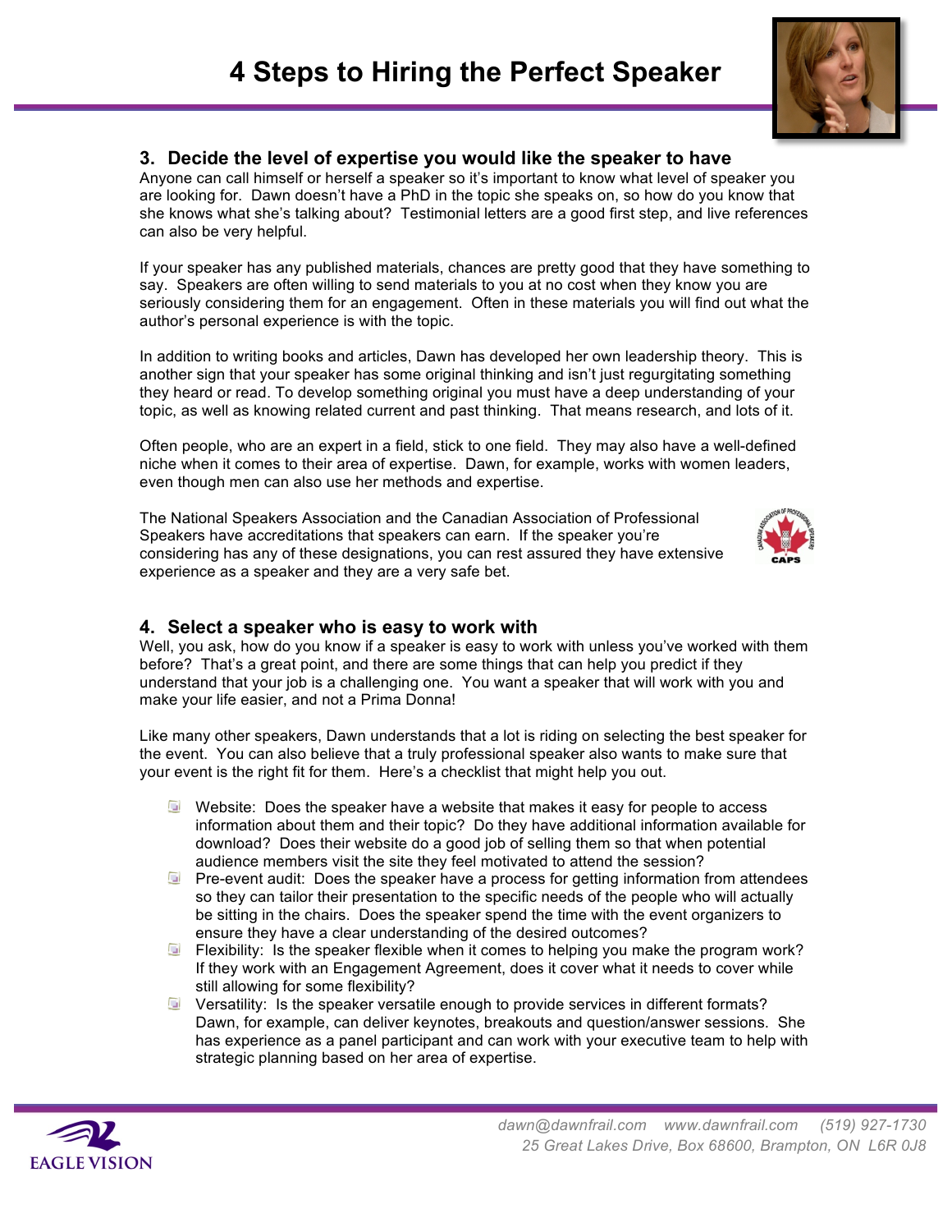# 4 Steps to Hiring the Perfect Speaker

### 3. Decide the level of expertise you would like the speaker to have

Anyone can call himself or herself a speaker so it's important to know what level of speaker you are looking for. Dawn doesn't have a PhD in the topic she speaks on, so how do you know that she knows what she's talking about? Testimonial letters are a good first step, and live references can also be very helpful.

If your speaker has any published materials, chances are pretty good that they have something to say. Speakers are often willing to send materials to you at no cost when they know you are seriously considering them for an engagement. Often in these materials you will find out what the author's personal experience is with the topic.

In addition to writing books and articles, Dawn has developed her own leadership theory. This is another sign that your speaker has some original thinking and isn't just regurgitating something they heard or read. To develop something original you must have a deep understanding of your topic, as well as knowing related current and past thinking. That means research, and lots of it.

Often people, who are an expert in a field, stick to one field. They may also have a well-defined niche when it comes to their area of expertise. Dawn, for example, works with women leaders, even though men can also use her methods and expertise.

The National Speakers Association and the Canadian Association of Professional Speakers have accreditations that speakers can earn. If the speaker you're considering has any of these designations, you can rest assured they have extensive experience as a speaker and they are a very safe bet.

### 4. Select a speaker who is easy to work with

Well, you ask, how do you know if a speaker is easy to work with unless you've worked with them before? That's a great point, and there are some things that can help you predict if they understand that your job is a challenging one. You want a speaker that will work with you and make your life easier, and not a Prima Donna!

Like many other speakers, Dawn understands that a lot is riding on selecting the best speaker for the event. You can also believe that a truly professional speaker also wants to make sure that your event is the right fit for them. Here's a checklist that might help you out.

- Website: Does the speaker have a website that makes it easy for people to access information about them and their topic? Do they have additional information available for download? Does their website do a good job of selling them so that when potential audience members visit the site they feel motivated to attend the session?
- Pre-event audit: Does the speaker have a process for getting information from attendees so they can tailor their presentation to the specific needs of the people who will actually be sitting in the chairs. Does the speaker spend the time with the event organizers to ensure they have a clear understanding of the desired outcomes?
- Flexibility: Is the speaker flexible when it comes to helping you make the program work? If they work with an Engagement Agreement, does it cover what it needs to cover while still allowing for some flexibility?
- Versatility: Is the speaker versatile enough to provide services in different formats? Dawn, for example, can deliver keynotes, breakouts and question/answer sessions. She has experience as a panel participant and can work with your executive team to help with strategic planning based on her area of expertise.